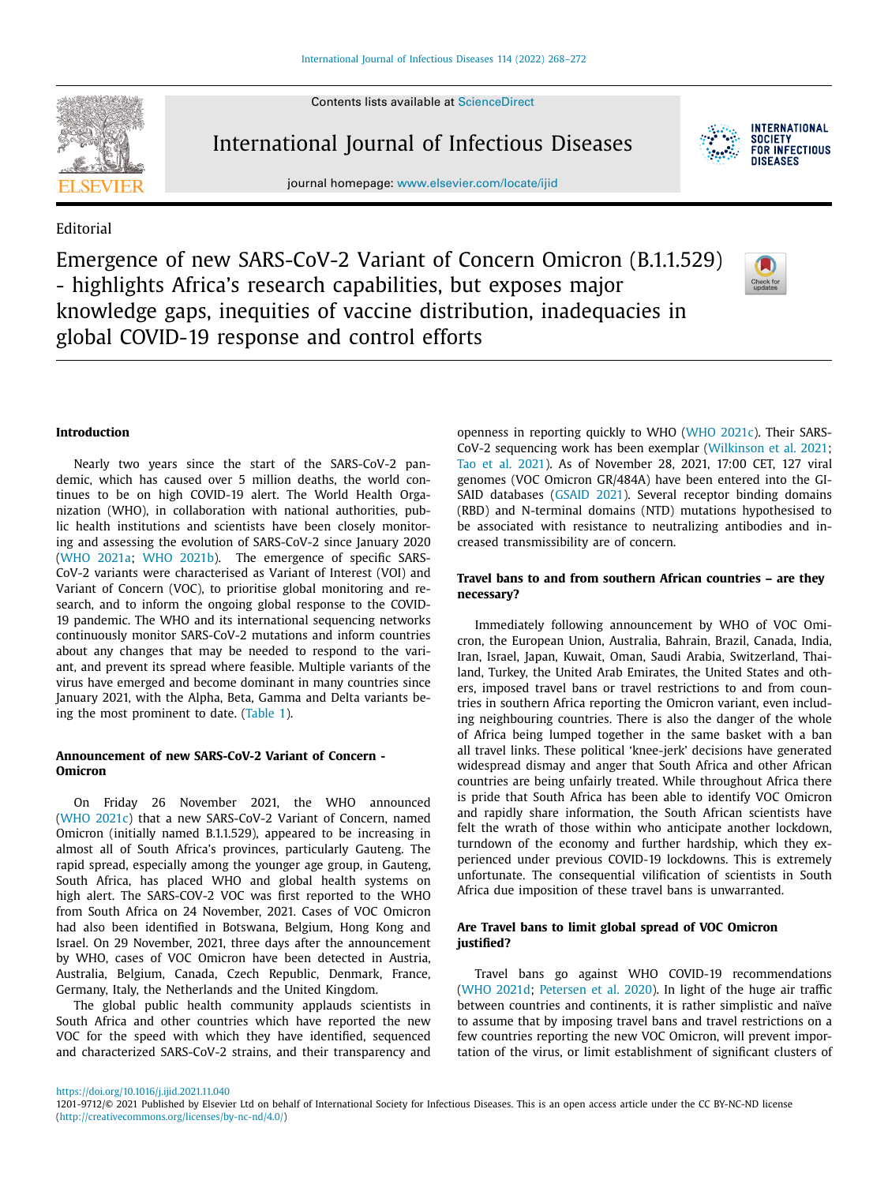Editorial

# Emergence of new SARS-CoV-2 Variant of Concern Omicron (B.1.1.529) - highlights Africa's research capabilities, but exposes major knowledge gaps, inequities of vaccine distribution, inadequacies in global COVID-19 response and control efforts

## Introduction

Nearly two years since the start of the SARS-CoV-2 pandemic, which has caused over 5 million deaths, the world continues to be on high COVID-19 alert. The World Health Organization (WHO), in collaboration with national authorities, public health institutions and scientists have been closely monitoring and assessing the evolution of SARS-CoV-2 since January 2020 (WHO 2021a; WHO 2021b). The emergence of specific SARS-CoV-2 variants were characterised as Variant of Interest (VOI) and Variant of Concern (VOC), to prioritise global monitoring and research, and to inform the ongoing global response to the COVID-19 pandemic. The WHO and its international sequencing networks continuously monitor SARS-CoV-2 mutations and inform countries about any changes that may be needed to respond to the variant, and prevent its spread where feasible. Multiple variants of the virus have emerged and become dominant in many countries since January 2021, with the Alpha, Beta, Gamma and Delta variants being the most prominent to date. (Table 1).

## Announcement of new SARS-CoV-2 Variant of Concern - Omicron

On Friday 26 November 2021, the WHO announced (WHO 2021c) that a new SARS-CoV-2 Variant of Concern, named Omicron (initially named B.1.1.529), appeared to be increasing in almost all of South Africa's provinces, particularly Gauteng. The rapid spread, especially among the younger age group, in Gauteng, South Africa, has placed WHO and global health systems on high alert. The SARS-COV-2 VOC was first reported to the WHO from South Africa on 24 November, 2021. Cases of VOC Omicron had also been identified in Botswana, Belgium, Hong Kong and Israel. On 29 November, 2021, three days after the announcement by WHO, cases of VOC Omicron have been detected in Austria, Australia, Belgium, Canada, Czech Republic, Denmark, France, Germany, Italy, the Netherlands and the United Kingdom.

The global public health community applauds scientists in South Africa and other countries which have reported the new VOC for the speed with which they have identified, sequenced and characterized SARS-CoV-2 strains, and their transparency and openness in reporting quickly to WHO (WHO 2021c). Their SARS-CoV-2 sequencing work has been exemplar (Wilkinson et al. 2021; Tao et al. 2021). As of November 28, 2021, 17:00 CET, 127 viral genomes (VOC Omicron GR/484A) have been entered into the GISAID databases (GSAID 2021). Several receptor binding domains (RBD) and N-terminal domains (NTD) mutations hypothesised to be associated with resistance to neutralizing antibodies and increased transmissibility are of concern.

## Travel bans to and from southern African countries – are they necessary?

Immediately following announcement by WHO of VOC Omicron, the European Union, Australia, Bahrain, Brazil, Canada, India, Iran, Israel, Japan, Kuwait, Oman, Saudi Arabia, Switzerland, Thailand, Turkey, the United Arab Emirates, the United States and others, imposed travel bans or travel restrictions to and from countries in southern Africa reporting the Omicron variant, even including neighbouring countries. There is also the danger of the whole of Africa being lumped together in the same basket with a ban all travel links. These political 'knee-jerk' decisions have generated widespread dismay and anger that South Africa and other African countries are being unfairly treated. While throughout Africa there is pride that South Africa has been able to identify VOC Omicron and rapidly share information, the South African scientists have felt the wrath of those within who anticipate another lockdown, turndown of the economy and further hardship, which they experienced under previous COVID-19 lockdowns. This is extremely unfortunate. The consequential vilification of scientists in South Africa due imposition of these travel bans is unwarranted.

## Are Travel bans to limit global spread of VOC Omicron justified?

Travel bans go against WHO COVID-19 recommendations (WHO 2021d; Petersen et al. 2020). In light of the huge air traffic between countries and continents, it is rather simplistic and naïve to assume that by imposing travel bans and travel restrictions on a few countries reporting the new VOC Omicron, will prevent importation of the virus, or limit establishment of significant clusters of

https://doi.org/10.1016/j.ijid.2021.11.040

1201-9712/© 2021 Published by Elsevier Ltd on behalf of International Society for Infectious Diseases. This is an open access article under the CC BY-NC-ND license (http://creativecommons.org/licenses/by-nc-nd/4.0/)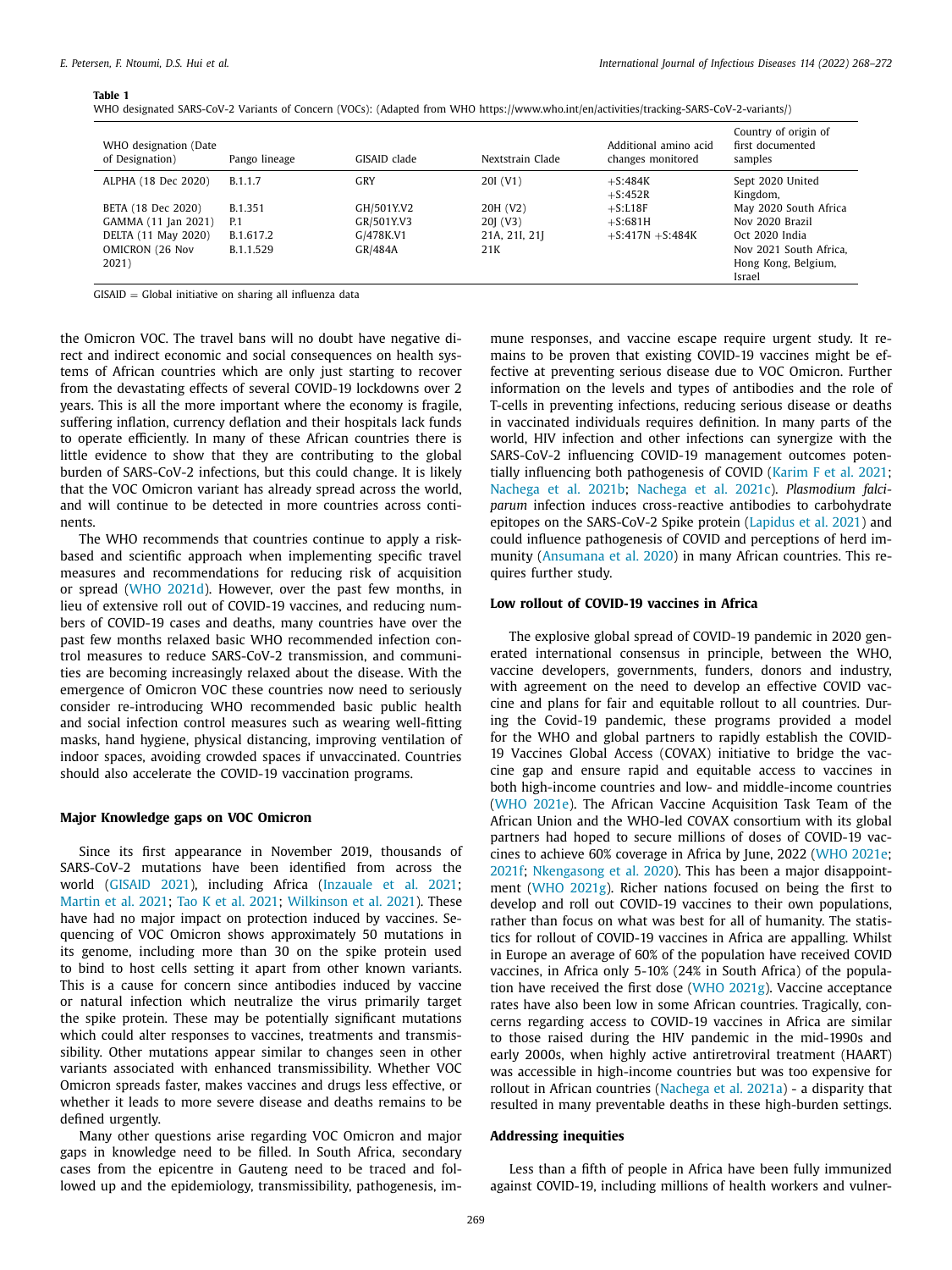**Table 1**
WHO designated SARS-CoV-2 Variants of Concern (VOCs): (Adapted from WHO https://www.who.int/en/activities/tracking-SARS-CoV-2-variants/)

| WHO designation (Date of Designation) | Pango lineage | GISAID clade | Nextstrain Clade | Additional amino acid changes monitored | Country of origin of first documented samples |
|---|---|---|---|---|---|
| ALPHA (18 Dec 2020) | B.1.1.7 | GRY | 20I (V1) | +S:484K<br>+S:452R | Sept 2020 United Kingdom, |
| BETA (18 Dec 2020) | B.1.351 | GH/501Y.V2 | 20H (V2) | +S:L18F | May 2020 South Africa |
| GAMMA (11 Jan 2021) | P.1 | GR/501Y.V3 | 20J (V3) | +S:681H | Nov 2020 Brazil |
| DELTA (11 May 2020) | B.1.617.2 | G/478K.V1 | 21A, 21I, 21J | +S:417N +S:484K | Oct 2020 India |
| OMICRON (26 Nov 2021) | B.1.1.529 | GR/484A | 21K | | Nov 2021 South Africa, Hong Kong, Belgium, Israel |

GISAID = Global initiative on sharing all influenza data

the Omicron VOC. The travel bans will no doubt have negative direct and indirect economic and social consequences on health systems of African countries which are only just starting to recover from the devastating effects of several COVID-19 lockdowns over 2 years. This is all the more important where the economy is fragile, suffering inflation, currency deflation and their hospitals lack funds to operate efficiently. In many of these African countries there is little evidence to show that they are contributing to the global burden of SARS-CoV-2 infections, but this could change. It is likely that the VOC Omicron variant has already spread across the world, and will continue to be detected in more countries across continents.

The WHO recommends that countries continue to apply a risk-based and scientific approach when implementing specific travel measures and recommendations for reducing risk of acquisition or spread (WHO 2021d). However, over the past few months, in lieu of extensive roll out of COVID-19 vaccines, and reducing numbers of COVID-19 cases and deaths, many countries have over the past few months relaxed basic WHO recommended infection control measures to reduce SARS-CoV-2 transmission, and communities are becoming increasingly relaxed about the disease. With the emergence of Omicron VOC these countries now need to seriously consider re-introducing WHO recommended basic public health and social infection control measures such as wearing well-fitting masks, hand hygiene, physical distancing, improving ventilation of indoor spaces, avoiding crowded spaces if unvaccinated. Countries should also accelerate the COVID-19 vaccination programs.

## Major Knowledge gaps on VOC Omicron

Since its first appearance in November 2019, thousands of SARS-CoV-2 mutations have been identified from across the world (GISAID 2021), including Africa (Inzaule et al. 2021; Martin et al. 2021; Tao K et al. 2021; Wilkinson et al. 2021). These have had no major impact on protection induced by vaccines. Sequencing of VOC Omicron shows approximately 50 mutations in its genome, including more than 30 on the spike protein used to bind to host cells setting it apart from other known variants. This is a cause for concern since antibodies induced by vaccine or natural infection which neutralize the virus primarily target the spike protein. These may be potentially significant mutations which could alter responses to vaccines, treatments and transmissibility. Other mutations appear similar to changes seen in other variants associated with enhanced transmissibility. Whether VOC Omicron spreads faster, makes vaccines and drugs less effective, or whether it leads to more severe disease and deaths remains to be defined urgently.

Many other questions arise regarding VOC Omicron and major gaps in knowledge need to be filled. In South Africa, secondary cases from the epicentre in Gauteng need to be traced and followed up and the epidemiology, transmissibility, pathogenesis, immune responses, and vaccine escape require urgent study. It remains to be proven that existing COVID-19 vaccines might be effective at preventing serious disease due to VOC Omicron. Further information on the levels and types of antibodies and the role of T-cells in preventing infections, reducing serious disease or deaths in vaccinated individuals requires definition. In many parts of the world, HIV infection and other infections can synergize with the SARS-CoV-2 influencing COVID-19 management outcomes potentially influencing both pathogenesis of COVID (Karim F et al. 2021; Nachega et al. 2021b; Nachega et al. 2021c). *Plasmodium falciparum* infection induces cross-reactive antibodies to carbohydrate epitopes on the SARS-CoV-2 Spike protein (Lapidus et al. 2021) and could influence pathogenesis of COVID and perceptions of herd immunity (Ansumana et al. 2020) in many African countries. This requires further study.

## Low rollout of COVID-19 vaccines in Africa

The explosive global spread of COVID-19 pandemic in 2020 generated international consensus in principle, between the WHO, vaccine developers, governments, funders, donors and industry, with agreement on the need to develop an effective COVID vaccine and plans for fair and equitable rollout to all countries. During the Covid-19 pandemic, these programs provided a model for the WHO and global partners to rapidly establish the COVID-19 Vaccines Global Access (COVAX) initiative to bridge the vaccine gap and ensure rapid and equitable access to vaccines in both high-income countries and low- and middle-income countries (WHO 2021e). The African Vaccine Acquisition Task Team of the African Union and the WHO-led COVAX consortium with its global partners had hoped to secure millions of doses of COVID-19 vaccines to achieve 60% coverage in Africa by June, 2022 (WHO 2021e; 2021f; Nkengasong et al. 2020). This has been a major disappointment (WHO 2021g). Richer nations focused on being the first to develop and roll out COVID-19 vaccines to their own populations, rather than focus on what was best for all of humanity. The statistics for rollout of COVID-19 vaccines in Africa are appalling. Whilst in Europe an average of 60% of the population have received COVID vaccines, in Africa only 5-10% (24% in South Africa) of the population have received the first dose (WHO 2021g). Vaccine acceptance rates have also been low in some African countries. Tragically, concerns regarding access to COVID-19 vaccines in Africa are similar to those raised during the HIV pandemic in the mid-1990s and early 2000s, when highly active antiretroviral treatment (HAART) was accessible in high-income countries but was too expensive for rollout in African countries (Nachega et al. 2021a) - a disparity that resulted in many preventable deaths in these high-burden settings.

## Addressing inequities

Less than a fifth of people in Africa have been fully immunized against COVID-19, including millions of health workers and vulner-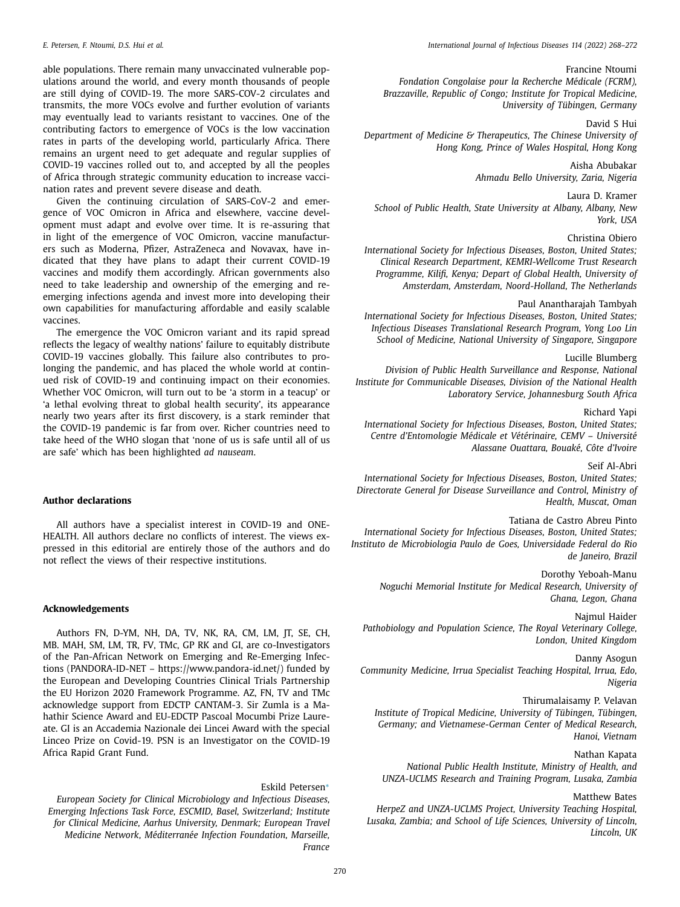able populations. There remain many unvaccinated vulnerable populations around the world, and every month thousands of people are still dying of COVID-19. The more SARS-COV-2 circulates and transmits, the more VOCs evolve and further evolution of variants may eventually lead to variants resistant to vaccines. One of the contributing factors to emergence of VOCs is the low vaccination rates in parts of the developing world, particularly Africa. There remains an urgent need to get adequate and regular supplies of COVID-19 vaccines rolled out to, and accepted by all the peoples of Africa through strategic community education to increase vaccination rates and prevent severe disease and death.

Given the continuing circulation of SARS-CoV-2 and emergence of VOC Omicron in Africa and elsewhere, vaccine development must adapt and evolve over time. It is re-assuring that in light of the emergence of VOC Omicron, vaccine manufacturers such as Moderna, Pfizer, AstraZeneca and Novavax, have indicated that they have plans to adapt their current COVID-19 vaccines and modify them accordingly. African governments also need to take leadership and ownership of the emerging and re-emerging infections agenda and invest more into developing their own capabilities for manufacturing affordable and easily scalable vaccines.

The emergence the VOC Omicron variant and its rapid spread reflects the legacy of wealthy nations' failure to equitably distribute COVID-19 vaccines globally. This failure also contributes to prolonging the pandemic, and has placed the whole world at continued risk of COVID-19 and continuing impact on their economies. Whether VOC Omicron, will turn out to be 'a storm in a teacup' or 'a lethal evolving threat to global health security', its appearance nearly two years after its first discovery, is a stark reminder that the COVID-19 pandemic is far from over. Richer countries need to take heed of the WHO slogan that 'none of us is safe until all of us are safe' which has been highlighted *ad nauseam*.

## Author declarations

All authors have a specialist interest in COVID-19 and ONE-HEALTH. All authors declare no conflicts of interest. The views expressed in this editorial are entirely those of the authors and do not reflect the views of their respective institutions.

## Acknowledgements

Authors FN, D-YM, NH, DA, TV, NK, RA, CM, LM, JT, SE, CH, MB. MAH, SM, LM, TR, FV, TMc, GP RK and GI, are co-Investigators of the Pan-African Network on Emerging and Re-Emerging Infections (PANDORA-ID-NET – https://www.pandora-id.net/) funded by the European and Developing Countries Clinical Trials Partnership the EU Horizon 2020 Framework Programme. AZ, FN, TV and TMc acknowledge support from EDCTP CANTAM-3. Sir Zumla is a Mahathir Science Award and EU-EDCTP Pascoal Mocumbi Prize Laureate. GI is an Accademia Nazionale dei Lincei Award with the special Linceo Prize on Covid-19. PSN is an Investigator on the COVID-19 Africa Rapid Grant Fund.

Eskild Petersen*

*European Society for Clinical Microbiology and Infectious Diseases, Emerging Infections Task Force, ESCMID, Basel, Switzerland; Institute for Clinical Medicine, Aarhus University, Denmark; European Travel Medicine Network, Méditerranée Infection Foundation, Marseille, France*

Francine Ntoumi

*Fondation Congolaise pour la Recherche Médicale (FCRM), Brazzaville, Republic of Congo; Institute for Tropical Medicine, University of Tübingen, Germany*

David S Hui

*Department of Medicine & Therapeutics, The Chinese University of Hong Kong, Prince of Wales Hospital, Hong Kong*

Aisha Abubakar

*Ahmadu Bello University, Zaria, Nigeria*

Laura D. Kramer

*School of Public Health, State University at Albany, Albany, New York, USA*

Christina Obiero

*International Society for Infectious Diseases, Boston, United States; Clinical Research Department, KEMRI-Wellcome Trust Research Programme, Kilifi, Kenya; Depart of Global Health, University of Amsterdam, Amsterdam, Noord-Holland, The Netherlands*

Paul Anantharajah Tambyah

*International Society for Infectious Diseases, Boston, United States; Infectious Diseases Translational Research Program, Yong Loo Lin School of Medicine, National University of Singapore, Singapore*

Lucille Blumberg

*Division of Public Health Surveillance and Response, National Institute for Communicable Diseases, Division of the National Health Laboratory Service, Johannesburg South Africa*

Richard Yapi

*International Society for Infectious Diseases, Boston, United States; Centre d'Entomologie Médicale et Vétérinaire, CEMV – Université Alassane Ouattara, Bouaké, Côte d'Ivoire*

Seif Al-Abri

*International Society for Infectious Diseases, Boston, United States; Directorate General for Disease Surveillance and Control, Ministry of Health, Muscat, Oman*

Tatiana de Castro Abreu Pinto

*International Society for Infectious Diseases, Boston, United States; Instituto de Microbiologia Paulo de Goes, Universidade Federal do Rio de Janeiro, Brazil*

Dorothy Yeboah-Manu

*Noguchi Memorial Institute for Medical Research, University of Ghana, Legon, Ghana*

Najmul Haider

*Pathobiology and Population Science, The Royal Veterinary College, London, United Kingdom*

Danny Asogun

*Community Medicine, Irrua Specialist Teaching Hospital, Irrua, Edo, Nigeria*

Thirumalaisamy P. Velavan

*Institute of Tropical Medicine, University of Tübingen, Tübingen, Germany; and Vietnamese-German Center of Medical Research, Hanoi, Vietnam*

Nathan Kapata

*National Public Health Institute, Ministry of Health, and UNZA-UCLMS Research and Training Program, Lusaka, Zambia*

Matthew Bates

*HerpeZ and UNZA-UCLMS Project, University Teaching Hospital, Lusaka, Zambia; and School of Life Sciences, University of Lincoln, Lincoln, UK*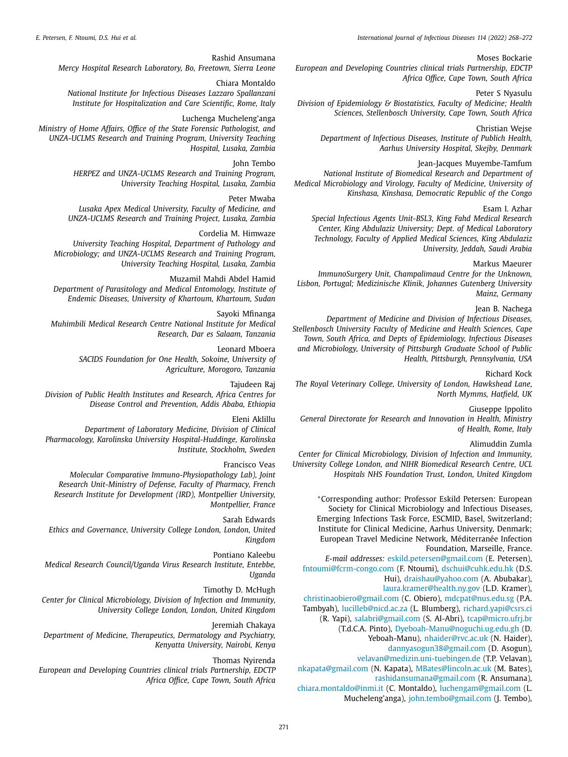Rashid Ansumana
*Mercy Hospital Research Laboratory, Bo, Freetown, Sierra Leone*

Chiara Montaldo
*National Institute for Infectious Diseases Lazzaro Spallanzani Institute for Hospitalization and Care Scientific, Rome, Italy*

Luchenga Mucheleng'anga
*Ministry of Home Affairs, Office of the State Forensic Pathologist, and UNZA-UCLMS Research and Training Program, University Teaching Hospital, Lusaka, Zambia*

John Tembo
*HERPEZ and UNZA-UCLMS Research and Training Program, University Teaching Hospital, Lusaka, Zambia*

Peter Mwaba
*Lusaka Apex Medical University, Faculty of Medicine, and UNZA-UCLMS Research and Training Project, Lusaka, Zambia*

Cordelia M. Himwaze
*University Teaching Hospital, Department of Pathology and Microbiology; and UNZA-UCLMS Research and Training Program, University Teaching Hospital, Lusaka, Zambia*

Muzamil Mahdi Abdel Hamid
*Department of Parasitology and Medical Entomology, Institute of Endemic Diseases, University of Khartoum, Khartoum, Sudan*

Sayoki Mfinanga
*Muhimbili Medical Research Centre National Institute for Medical Research, Dar es Salaam, Tanzania*

Leonard Mboera
*SACIDS Foundation for One Health, Sokoine, University of Agriculture, Morogoro, Tanzania*

Tajudeen Raj
*Division of Public Health Institutes and Research, Africa Centres for Disease Control and Prevention, Addis Ababa, Ethiopia*

Eleni Aklillu
*Department of Laboratory Medicine, Division of Clinical Pharmacology, Karolinska University Hospital-Huddinge, Karolinska Institute, Stockholm, Sweden*

Francisco Veas
*Molecular Comparative Immuno-Physiopathology Lab), Joint Research Unit-Ministry of Defense, Faculty of Pharmacy, French Research Institute for Development (IRD), Montpellier University, Montpellier, France*

Sarah Edwards
*Ethics and Governance, University College London, London, United Kingdom*

Pontiano Kaleebu
*Medical Research Council/Uganda Virus Research Institute, Entebbe, Uganda*

Timothy D. McHugh
*Center for Clinical Microbiology, Division of Infection and Immunity, University College London, London, United Kingdom*

Jeremiah Chakaya
*Department of Medicine, Therapeutics, Dermatology and Psychiatry, Kenyatta University, Nairobi, Kenya*

Thomas Nyirenda
*European and Developing Countries clinical trials Partnership, EDCTP Africa Office, Cape Town, South Africa*

Moses Bockarie
*European and Developing Countries clinical trials Partnership, EDCTP Africa Office, Cape Town, South Africa*

Peter S Nyasulu
*Division of Epidemiology & Biostatistics, Faculty of Medicine; Health Sciences, Stellenbosch University, Cape Town, South Africa*

Christian Wejse
*Department of Infectious Diseases, Institute of Publich Health, Aarhus University Hospital, Skejby, Denmark*

Jean-Jacques Muyembe-Tamfum
*National Institute of Biomedical Research and Department of Medical Microbiology and Virology, Faculty of Medicine, University of Kinshasa, Kinshasa, Democratic Republic of the Congo*

Esam I. Azhar
*Special Infectious Agents Unit-BSL3, King Fahd Medical Research Center, King Abdulaziz University; Dept. of Medical Laboratory Technology, Faculty of Applied Medical Sciences, King Abdulaziz University, Jeddah, Saudi Arabia*

Markus Maeurer
*ImmunoSurgery Unit, Champalimaud Centre for the Unknown, Lisbon, Portugal; Medizinische Klinik, Johannes Gutenberg University Mainz, Germany*

Jean B. Nachega
*Department of Medicine and Division of Infectious Diseases, Stellenbosch University Faculty of Medicine and Health Sciences, Cape Town, South Africa, and Depts of Epidemiology, Infectious Diseases and Microbiology, University of Pittsburgh Graduate School of Public Health, Pittsburgh, Pennsylvania, USA*

Richard Kock
*The Royal Veterinary College, University of London, Hawkshead Lane, North Mymms, Hatfield, UK*

Giuseppe Ippolito
*General Directorate for Research and Innovation in Health, Ministry of Health, Rome, Italy*

Alimuddin Zumla
*Center for Clinical Microbiology, Division of Infection and Immunity, University College London, and NIHR Biomedical Research Centre, UCL Hospitals NHS Foundation Trust, London, United Kingdom*

*Corresponding author: Professor Eskild Petersen: European Society for Clinical Microbiology and Infectious Diseases, Emerging Infections Task Force, ESCMID, Basel, Switzerland; Institute for Clinical Medicine, Aarhus University, Denmark; European Travel Medicine Network, Méditerranée Infection Foundation, Marseille, France.

*E-mail addresses:* eskild.petersen@gmail.com (E. Petersen), fntoumi@fcrm-congo.com (F. Ntoumi), dschui@cuhk.edu.hk (D.S. Hui), draishau@yahoo.com (A. Abubakar), laura.kramer@health.ny.gov (L.D. Kramer), christinaobiero@gmail.com (C. Obiero), mdcpat@nus.edu.sg (P.A. Tambyah), lucilleb@nicd.ac.za (L. Blumberg), richard.yapi@csrs.ci (R. Yapi), salabri@gmail.com (S. Al-Abri), tcap@micro.ufrj.br (T.d.C.A. Pinto), Dyeboah-Manu@noguchi.ug.edu.gh (D. Yeboah-Manu), nhaider@rvc.ac.uk (N. Haider), dannyasogun38@gmail.com (D. Asogun), velavan@medizin.uni-tuebingen.de (T.P. Velavan), nkapata@gmail.com (N. Kapata), MBates@lincoln.ac.uk (M. Bates), rashidansumana@gmail.com (R. Ansumana), chiara.montaldo@inmi.it (C. Montaldo), luchengam@gmail.com (L. Mucheleng'anga), john.tembo@gmail.com (J. Tembo),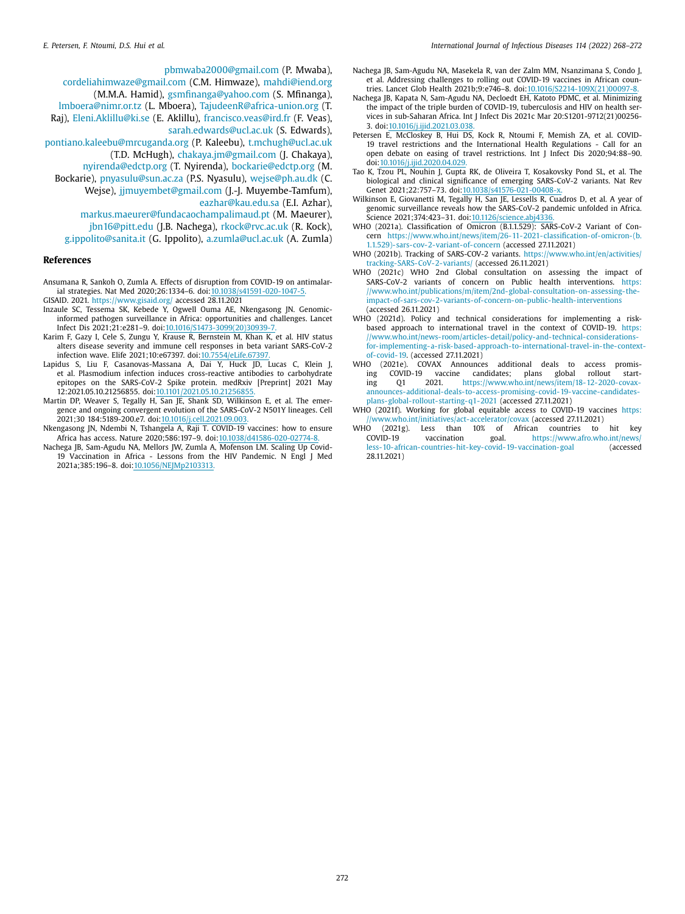pbmwaba2000@gmail.com (P. Mwaba), cordeliahimwaze@gmail.com (C.M. Himwaze), mahdi@iend.org (M.M.A. Hamid), gsmfinanga@yahoo.com (S. Mfinanga), lmboera@nimr.or.tz (L. Mboera), TajudeenR@africa-union.org (T. Raj), Eleni.Aklillu@ki.se (E. Aklillu), francisco.veas@ird.fr (F. Veas), sarah.edwards@ucl.ac.uk (S. Edwards), pontiano.kaleebu@mrcuganda.org (P. Kaleebu), t.mchugh@ucl.ac.uk (T.D. McHugh), chakaya.jm@gmail.com (J. Chakaya), nyirenda@edctp.org (T. Nyirenda), bockarie@edctp.org (M. Bockarie), pnyasulu@sun.ac.za (P.S. Nyasulu), wejse@ph.au.dk (C. Wejse), jjmuyembet@gmail.com (J.-J. Muyembe-Tamfum), eazhar@kau.edu.sa (E.I. Azhar), markus.maeurer@fundacaochampalimaud.pt (M. Maeurer), jbn16@pitt.edu (J.B. Nachega), rkock@rvc.ac.uk (R. Kock), g.ippolito@sanita.it (G. Ippolito), a.zumla@ucl.ac.uk (A. Zumla)

## References

Ansumana R, Sankoh O, Zumla A. Effects of disruption from COVID-19 on antimalarial strategies. Nat Med 2020;26:1334–6. doi:10.1038/s41591-020-1047-5.

GISAID. 2021. https://www.gisaid.org/ accessed 28.11.2021

Inzaule SC, Tessema SK, Kebede Y, Ogwell Ouma AE, Nkengasong JN. Genomic-informed pathogen surveillance in Africa: opportunities and challenges. Lancet Infect Dis 2021;21:e281–9. doi:10.1016/S1473-3099(20)30939-7.

Karim F, Gazy I, Cele S, Zungu Y, Krause R, Bernstein M, Khan K, et al. HIV status alters disease severity and immune cell responses in beta variant SARS-CoV-2 infection wave. Elife 2021;10:e67397. doi:10.7554/eLife.67397.

Lapidus S, Liu F, Casanovas-Massana A, Dai Y, Huck JD, Lucas C, Klein J, et al. Plasmodium infection induces cross-reactive antibodies to carbohydrate epitopes on the SARS-CoV-2 Spike protein. medRxiv [Preprint] 2021 May 12:2021.05.10.21256855. doi:10.1101/2021.05.10.21256855.

Martin DP, Weaver S, Tegally H, San JE, Shank SD, Wilkinson E, et al. The emergence and ongoing convergent evolution of the SARS-CoV-2 N501Y lineages. Cell 2021;30 184:5189-200.e7. doi:10.1016/j.cell.2021.09.003.

Nkengasong JN, Ndembi N, Tshangela A, Raji T. COVID-19 vaccines: how to ensure Africa has access. Nature 2020;586:197–9. doi:10.1038/d41586-020-02774-8.

Nachega JB, Sam-Agudu NA, Mellors JW, Zumla A, Mofenson LM. Scaling Up Covid-19 Vaccination in Africa - Lessons from the HIV Pandemic. N Engl J Med 2021a;385:196–8. doi:10.1056/NEJMp2103313.

Nachega JB, Sam-Agudu NA, Masekela R, van der Zalm MM, Nsanzimana S, Condo J, et al. Addressing challenges to rolling out COVID-19 vaccines in African countries. Lancet Glob Health 2021b;9:e746–8. doi:10.1016/S2214-109X(21)00097-8.

Nachega JB, Kapata N, Sam-Agudu NA, Decloedt EH, Katoto PDMC, et al. Minimizing the impact of the triple burden of COVID-19, tuberculosis and HIV on health services in sub-Saharan Africa. Int J Infect Dis 2021c Mar 20:S1201-9712(21)00256-3. doi:10.1016/j.ijid.2021.03.038.

Petersen E, McCloskey B, Hui DS, Kock R, Ntoumi F, Memish ZA, et al. COVID-19 travel restrictions and the International Health Regulations - Call for an open debate on easing of travel restrictions. Int J Infect Dis 2020;94:88–90. doi:10.1016/j.ijid.2020.04.029.

Tao K, Tzou PL, Nouhin J, Gupta RK, de Oliveira T, Kosakovsky Pond SL, et al. The biological and clinical significance of emerging SARS-CoV-2 variants. Nat Rev Genet 2021;22:757–73. doi:10.1038/s41576-021-00408-x.

Wilkinson E, Giovanetti M, Tegally H, San JE, Lessells R, Cuadros D, et al. A year of genomic surveillance reveals how the SARS-CoV-2 pandemic unfolded in Africa. Science 2021;374:423–31. doi:10.1126/science.abj4336.

WHO (2021a). Classification of Omicron (B.1.1.529): SARS-CoV-2 Variant of Concern https://www.who.int/news/item/26-11-2021-classification-of-omicron-(b.1.1.529)-sars-cov-2-variant-of-concern (accessed 27.11.2021)

WHO (2021b). Tracking of SARS-COV-2 variants. https://www.who.int/en/activities/tracking-SARS-CoV-2-variants/ (accessed 26.11.2021)

WHO (2021c) WHO 2nd Global consultation on assessing the impact of SARS-CoV-2 variants of concern on Public health interventions. https://www.who.int/publications/m/item/2nd-global-consultation-on-assessing-the-impact-of-sars-cov-2-variants-of-concern-on-public-health-interventions (accessed 26.11.2021)

WHO (2021d). Policy and technical considerations for implementing a risk-based approach to international travel in the context of COVID-19. https://www.who.int/news-room/articles-detail/policy-and-technical-considerations-for-implementing-a-risk-based-approach-to-international-travel-in-the-context-of-covid-19. (accessed 27.11.2021)

WHO (2021e). COVAX Announces additional deals to access promising COVID-19 vaccine candidates; plans global rollout starting Q1 2021. https://www.who.int/news/item/18-12-2020-covax-announces-additional-deals-to-access-promising-covid-19-vaccine-candidates-plans-global-rollout-starting-q1-2021 (accessed 27.11.2021)

WHO (2021f). Working for global equitable access to COVID-19 vaccines https://www.who.int/initiatives/act-accelerator/covax (accessed 27.11.2021)

WHO (2021g). Less than 10% of African countries to hit key COVID-19 vaccination goal. https://www.afro.who.int/news/less-10-african-countries-hit-key-covid-19-vaccination-goal (accessed 28.11.2021)